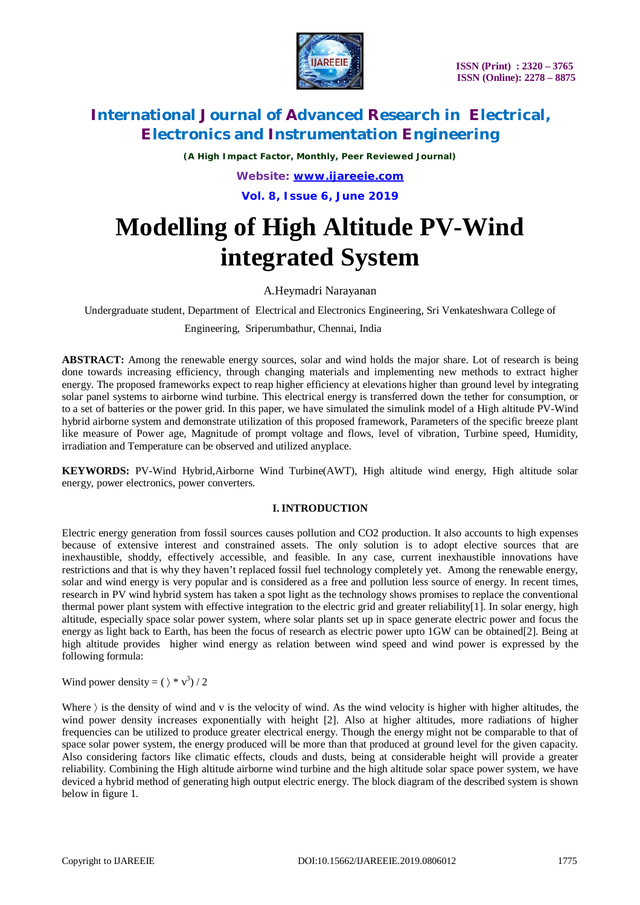# Modelling of High Altitude PV-Wind integrated System

A.Heymadri Narayanan

Undergraduate student, Department of Electrical and Electronics Engineering, Sri Venkateshwara College of Engineering, Sriperumbathur, Chennai, India

**ABSTRACT:** Among the renewable energy sources, solar and wind holds the major share. Lot of research is being done towards increasing efficiency, through changing materials and implementing new methods to extract higher energy. The proposed frameworks expect to reap higher efficiency at elevations higher than ground level by integrating solar panel systems to airborne wind turbine. This electrical energy is transferred down the tether for consumption, or to a set of batteries or the power grid. In this paper, we have simulated the simulink model of a High altitude PV-Wind hybrid airborne system and demonstrate utilization of this proposed framework, Parameters of the specific breeze plant like measure of Power age, Magnitude of prompt voltage and flows, level of vibration, Turbine speed, Humidity, irradiation and Temperature can be observed and utilized anyplace.

**KEYWORDS:** PV-Wind Hybrid,Airborne Wind Turbine(AWT), High altitude wind energy, High altitude solar energy, power electronics, power converters.

## I. INTRODUCTION

Electric energy generation from fossil sources causes pollution and CO2 production. It also accounts to high expenses because of extensive interest and constrained assets. The only solution is to adopt elective sources that are inexhaustible, shoddy, effectively accessible, and feasible. In any case, current inexhaustible innovations have restrictions and that is why they haven't replaced fossil fuel technology completely yet. Among the renewable energy, solar and wind energy is very popular and is considered as a free and pollution less source of energy. In recent times, research in PV wind hybrid system has taken a spot light as the technology shows promises to replace the conventional thermal power plant system with effective integration to the electric grid and greater reliability[1]. In solar energy, high altitude, especially space solar power system, where solar plants set up in space generate electric power and focus the energy as light back to Earth, has been the focus of research as electric power upto 1GW can be obtained[2]. Being at high altitude provides higher wind energy as relation between wind speed and wind power is expressed by the following formula:

Wind power density = $(\rho * v^3) / 2$

Where $\rho$ is the density of wind and v is the velocity of wind. As the wind velocity is higher with higher altitudes, the wind power density increases exponentially with height [2]. Also at higher altitudes, more radiations of higher frequencies can be utilized to produce greater electrical energy. Though the energy might not be comparable to that of space solar power system, the energy produced will be more than that produced at ground level for the given capacity. Also considering factors like climatic effects, clouds and dusts, being at considerable height will provide a greater reliability. Combining the High altitude airborne wind turbine and the high altitude solar space power system, we have deviced a hybrid method of generating high output electric energy. The block diagram of the described system is shown below in figure 1.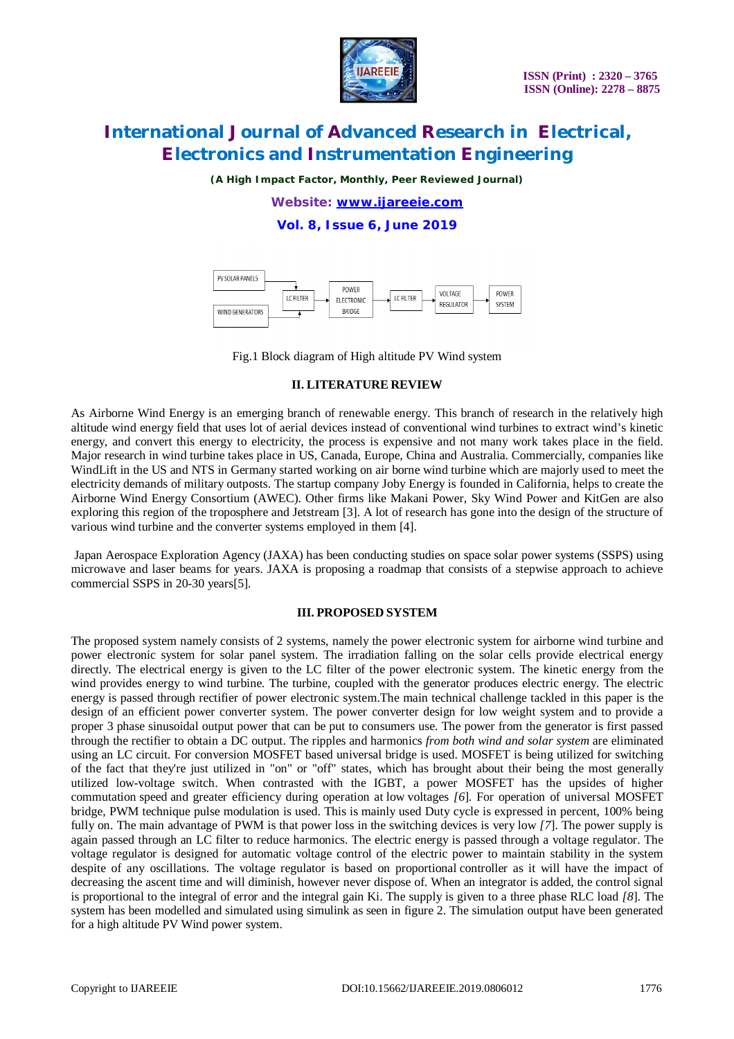Fig.1 Block diagram of High altitude PV Wind system

## II. LITERATURE REVIEW

As Airborne Wind Energy is an emerging branch of renewable energy. This branch of research in the relatively high altitude wind energy field that uses lot of aerial devices instead of conventional wind turbines to extract wind's kinetic energy, and convert this energy to electricity, the process is expensive and not many work takes place in the field. Major research in wind turbine takes place in US, Canada, Europe, China and Australia. Commercially, companies like WindLift in the US and NTS in Germany started working on air borne wind turbine which are majorly used to meet the electricity demands of military outposts. The startup company Joby Energy is founded in California, helps to create the Airborne Wind Energy Consortium (AWEC). Other firms like Makani Power, Sky Wind Power and KitGen are also exploring this region of the troposphere and Jetstream [3]. A lot of research has gone into the design of the structure of various wind turbine and the converter systems employed in them [4].

Japan Aerospace Exploration Agency (JAXA) has been conducting studies on space solar power systems (SSPS) using microwave and laser beams for years. JAXA is proposing a roadmap that consists of a stepwise approach to achieve commercial SSPS in 20-30 years[5].

## III. PROPOSED SYSTEM

The proposed system namely consists of 2 systems, namely the power electronic system for airborne wind turbine and power electronic system for solar panel system. The irradiation falling on the solar cells provide electrical energy directly. The electrical energy is given to the LC filter of the power electronic system. The kinetic energy from the wind provides energy to wind turbine. The turbine, coupled with the generator produces electric energy. The electric energy is passed through rectifier of power electronic system.The main technical challenge tackled in this paper is the design of an efficient power converter system. The power converter design for low weight system and to provide a proper 3 phase sinusoidal output power that can be put to consumers use. The power from the generator is first passed through the rectifier to obtain a DC output. The ripples and harmonics *from both wind and solar system* are eliminated using an LC circuit. For conversion MOSFET based universal bridge is used. MOSFET is being utilized for switching of the fact that they're just utilized in "on" or "off" states, which has brought about their being the most generally utilized low-voltage switch. When contrasted with the IGBT, a power MOSFET has the upsides of higher commutation speed and greater efficiency during operation at low voltages *[6]*. For operation of universal MOSFET bridge, PWM technique pulse modulation is used. This is mainly used Duty cycle is expressed in percent, 100% being fully on. The main advantage of PWM is that power loss in the switching devices is very low *[7]*. The power supply is again passed through an LC filter to reduce harmonics. The electric energy is passed through a voltage regulator. The voltage regulator is designed for automatic voltage control of the electric power to maintain stability in the system despite of any oscillations. The voltage regulator is based on proportional controller as it will have the impact of decreasing the ascent time and will diminish, however never dispose of. When an integrator is added, the control signal is proportional to the integral of error and the integral gain Ki. The supply is given to a three phase RLC load *[8]*. The system has been modelled and simulated using simulink as seen in figure 2. The simulation output have been generated for a high altitude PV Wind power system.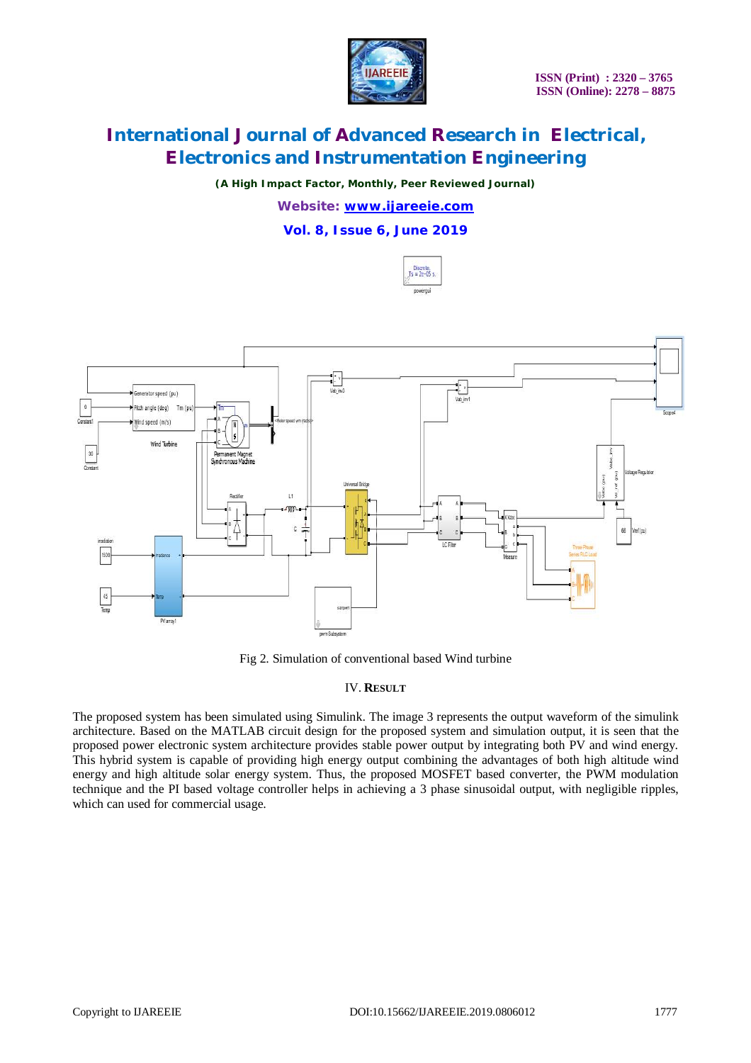Fig 2. Simulation of conventional based Wind turbine

## IV. RESULT

The proposed system has been simulated using Simulink. The image 3 represents the output waveform of the simulink architecture. Based on the MATLAB circuit design for the proposed system and simulation output, it is seen that the proposed power electronic system architecture provides stable power output by integrating both PV and wind energy. This hybrid system is capable of providing high energy output combining the advantages of both high altitude wind energy and high altitude solar energy system. Thus, the proposed MOSFET based converter, the PWM modulation technique and the PI based voltage controller helps in achieving a 3 phase sinusoidal output, with negligible ripples, which can used for commercial usage.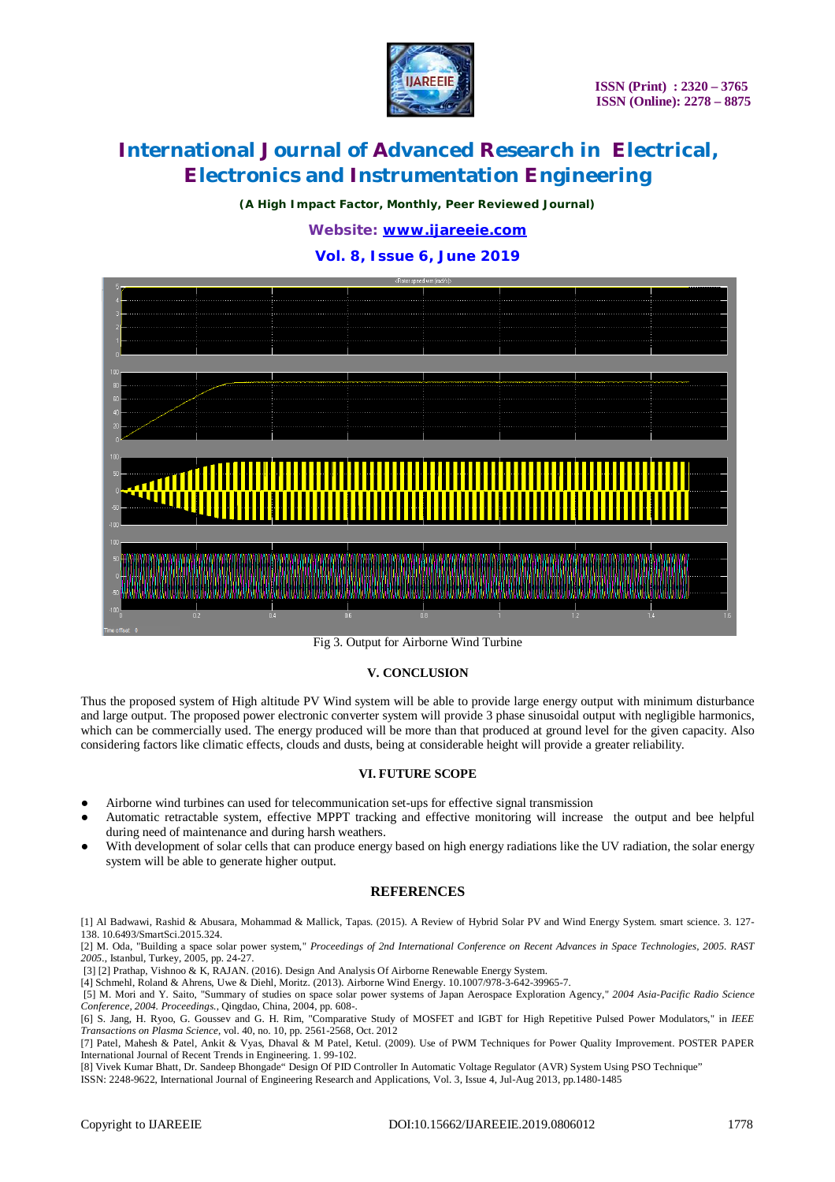<Rotor speed wm (rad/s)>

5
4
3
2
1
0

100
80
60
40
20
0

100
50
0
-50
-100

100
50
0
-50
-100

0 0.2 0.4 0.6 0.8 1 1.2 1.4 1.6

Time offset: 0

Fig 3. Output for Airborne Wind Turbine

## V. CONCLUSION

Thus the proposed system of High altitude PV Wind system will be able to provide large energy output with minimum disturbance and large output. The proposed power electronic converter system will provide 3 phase sinusoidal output with negligible harmonics, which can be commercially used. The energy produced will be more than that produced at ground level for the given capacity. Also considering factors like climatic effects, clouds and dusts, being at considerable height will provide a greater reliability.

## VI. FUTURE SCOPE

- Airborne wind turbines can used for telecommunication set-ups for effective signal transmission
- Automatic retractable system, effective MPPT tracking and effective monitoring will increase the output and bee helpful during need of maintenance and during harsh weathers.
- With development of solar cells that can produce energy based on high energy radiations like the UV radiation, the solar energy system will be able to generate higher output.

## REFERENCES

[1] Al Badwawi, Rashid & Abusara, Mohammad & Mallick, Tapas. (2015). A Review of Hybrid Solar PV and Wind Energy System. smart science. 3. 127-138. 10.6493/SmartSci.2015.324.

[2] M. Oda, "Building a space solar power system," *Proceedings of 2nd International Conference on Recent Advances in Space Technologies, 2005. RAST 2005.*, Istanbul, Turkey, 2005, pp. 24-27.

[3] [2] Prathap, Vishnoo & K, RAJAN. (2016). Design And Analysis Of Airborne Renewable Energy System.

[4] Schmehl, Roland & Ahrens, Uwe & Diehl, Moritz. (2013). Airborne Wind Energy. 10.1007/978-3-642-39965-7.

[5] M. Mori and Y. Saito, "Summary of studies on space solar power systems of Japan Aerospace Exploration Agency," *2004 Asia-Pacific Radio Science Conference, 2004. Proceedings.*, Qingdao, China, 2004, pp. 608-.

[6] S. Jang, H. Ryoo, G. Goussev and G. H. Rim, "Comparative Study of MOSFET and IGBT for High Repetitive Pulsed Power Modulators," in *IEEE Transactions on Plasma Science*, vol. 40, no. 10, pp. 2561-2568, Oct. 2012

[7] Patel, Mahesh & Patel, Ankit & Vyas, Dhaval & M Patel, Ketul. (2009). Use of PWM Techniques for Power Quality Improvement. POSTER PAPER International Journal of Recent Trends in Engineering. 1. 99-102.

[8] Vivek Kumar Bhatt, Dr. Sandeep Bhongade" Design Of PID Controller In Automatic Voltage Regulator (AVR) System Using PSO Technique" ISSN: 2248-9622, International Journal of Engineering Research and Applications, Vol. 3, Issue 4, Jul-Aug 2013, pp.1480-1485